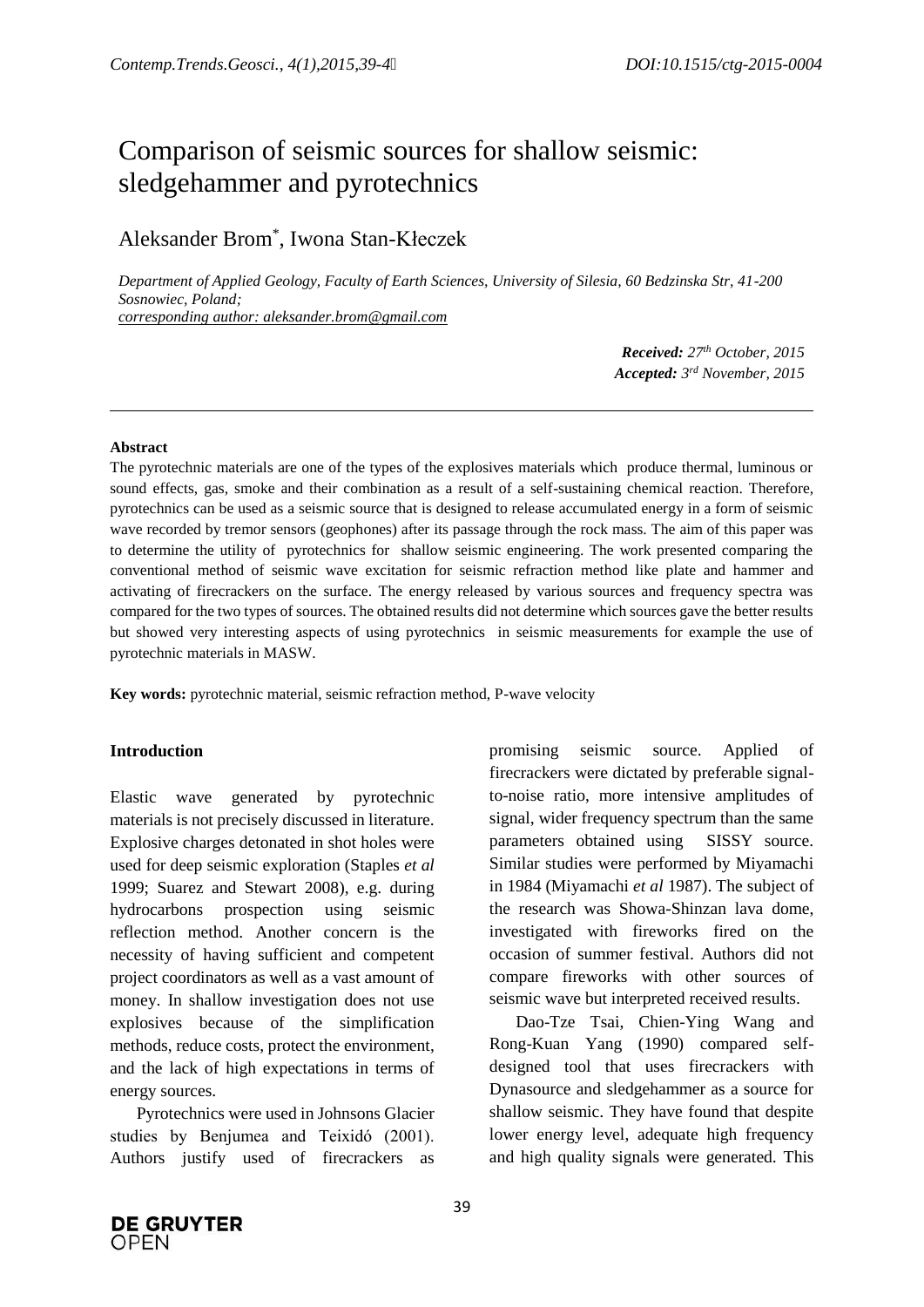# Comparison of seismic sources for shallow seismic: sledgehammer and pyrotechnics

Aleksander Brom[*], Iwona Stan-Kłeczek

*Department of Applied Geology, Faculty of Earth Sciences, University of Silesia, 60 Bedzinska Str, 41-200 Sosnowiec, Poland;*
*corresponding author: aleksander.brom@gmail.com*

***Received:*** *27th October, 2015*
***Accepted:*** *3rd November, 2015*

---

**Abstract**

The pyrotechnic materials are one of the types of the explosives materials which produce thermal, luminous or sound effects, gas, smoke and their combination as a result of a self-sustaining chemical reaction. Therefore, pyrotechnics can be used as a seismic source that is designed to release accumulated energy in a form of seismic wave recorded by tremor sensors (geophones) after its passage through the rock mass. The aim of this paper was to determine the utility of pyrotechnics for shallow seismic engineering. The work presented comparing the conventional method of seismic wave excitation for seismic refraction method like plate and hammer and activating of firecrackers on the surface. The energy released by various sources and frequency spectra was compared for the two types of sources. The obtained results did not determine which sources gave the better results but showed very interesting aspects of using pyrotechnics in seismic measurements for example the use of pyrotechnic materials in MASW.

**Key words:** pyrotechnic material, seismic refraction method, P-wave velocity

## Introduction

Elastic wave generated by pyrotechnic materials is not precisely discussed in literature. Explosive charges detonated in shot holes were used for deep seismic exploration (Staples *et al* 1999; Suarez and Stewart 2008), e.g. during hydrocarbons prospection using seismic reflection method. Another concern is the necessity of having sufficient and competent project coordinators as well as a vast amount of money. In shallow investigation does not use explosives because of the simplification methods, reduce costs, protect the environment, and the lack of high expectations in terms of energy sources.

Pyrotechnics were used in Johnsons Glacier studies by Benjumea and Teixidó (2001). Authors justify used of firecrackers as promising seismic source. Applied of firecrackers were dictated by preferable signal-to-noise ratio, more intensive amplitudes of signal, wider frequency spectrum than the same parameters obtained using SISSY source. Similar studies were performed by Miyamachi in 1984 (Miyamachi *et al* 1987). The subject of the research was Showa-Shinzan lava dome, investigated with fireworks fired on the occasion of summer festival. Authors did not compare fireworks with other sources of seismic wave but interpreted received results.

Dao-Tze Tsai, Chien-Ying Wang and Rong-Kuan Yang (1990) compared self-designed tool that uses firecrackers with Dynasource and sledgehammer as a source for shallow seismic. They have found that despite lower energy level, adequate high frequency and high quality signals were generated. This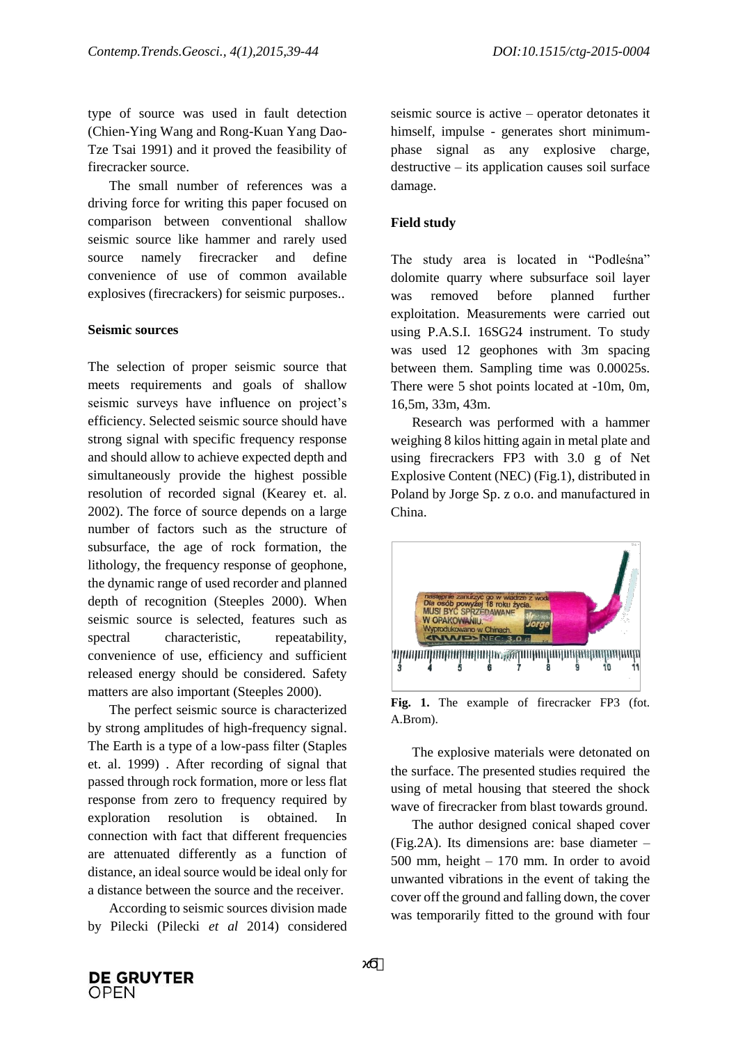type of source was used in fault detection (Chien-Ying Wang and Rong-Kuan Yang Dao-Tze Tsai 1991) and it proved the feasibility of firecracker source.

The small number of references was a driving force for writing this paper focused on comparison between conventional shallow seismic source like hammer and rarely used source namely firecracker and define convenience of use of common available explosives (firecrackers) for seismic purposes..

## Seismic sources

The selection of proper seismic source that meets requirements and goals of shallow seismic surveys have influence on project's efficiency. Selected seismic source should have strong signal with specific frequency response and should allow to achieve expected depth and simultaneously provide the highest possible resolution of recorded signal (Kearey et. al. 2002). The force of source depends on a large number of factors such as the structure of subsurface, the age of rock formation, the lithology, the frequency response of geophone, the dynamic range of used recorder and planned depth of recognition (Steeples 2000). When seismic source is selected, features such as spectral characteristic, repeatability, convenience of use, efficiency and sufficient released energy should be considered. Safety matters are also important (Steeples 2000).

The perfect seismic source is characterized by strong amplitudes of high-frequency signal. The Earth is a type of a low-pass filter (Staples et. al. 1999) . After recording of signal that passed through rock formation, more or less flat response from zero to frequency required by exploration resolution is obtained. In connection with fact that different frequencies are attenuated differently as a function of distance, an ideal source would be ideal only for a distance between the source and the receiver.

According to seismic sources division made by Pilecki (Pilecki *et al* 2014) considered seismic source is active – operator detonates it himself, impulse - generates short minimum-phase signal as any explosive charge, destructive – its application causes soil surface damage.

## Field study

The study area is located in "Podleśna" dolomite quarry where subsurface soil layer was removed before planned further exploitation. Measurements were carried out using P.A.S.I. 16SG24 instrument. To study was used 12 geophones with 3m spacing between them. Sampling time was 0.00025s. There were 5 shot points located at -10m, 0m, 16,5m, 33m, 43m.

Research was performed with a hammer weighing 8 kilos hitting again in metal plate and using firecrackers FP3 with 3.0 g of Net Explosive Content (NEC) (Fig.1), distributed in Poland by Jorge Sp. z o.o. and manufactured in China.

**Fig. 1.** The example of firecracker FP3 (fot. A.Brom).

The explosive materials were detonated on the surface. The presented studies required the using of metal housing that steered the shock wave of firecracker from blast towards ground.

The author designed conical shaped cover (Fig.2A). Its dimensions are: base diameter – 500 mm, height – 170 mm. In order to avoid unwanted vibrations in the event of taking the cover off the ground and falling down, the cover was temporarily fitted to the ground with four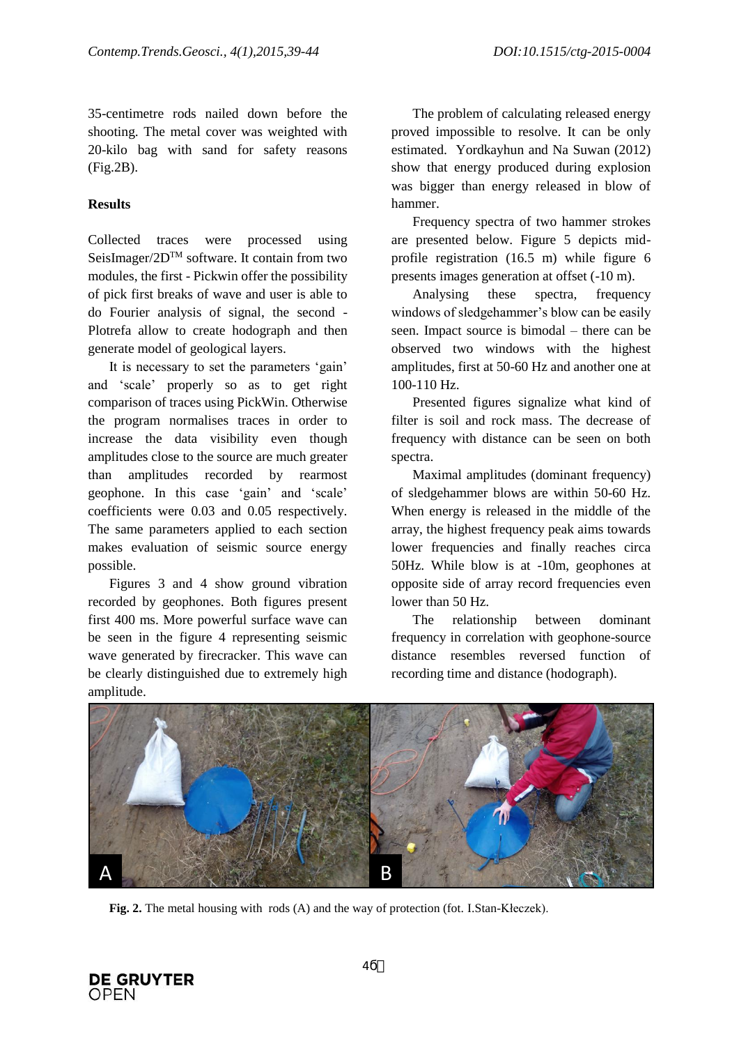35-centimetre rods nailed down before the shooting. The metal cover was weighted with 20-kilo bag with sand for safety reasons (Fig.2B).

## Results

Collected traces were processed using SeisImager/2D™ software. It contain from two modules, the first - Pickwin offer the possibility of pick first breaks of wave and user is able to do Fourier analysis of signal, the second - Plotrefa allow to create hodograph and then generate model of geological layers.

It is necessary to set the parameters 'gain' and 'scale' properly so as to get right comparison of traces using PickWin. Otherwise the program normalises traces in order to increase the data visibility even though amplitudes close to the source are much greater than amplitudes recorded by rearmost geophone. In this case 'gain' and 'scale' coefficients were 0.03 and 0.05 respectively. The same parameters applied to each section makes evaluation of seismic source energy possible.

Figures 3 and 4 show ground vibration recorded by geophones. Both figures present first 400 ms. More powerful surface wave can be seen in the figure 4 representing seismic wave generated by firecracker. This wave can be clearly distinguished due to extremely high amplitude.

The problem of calculating released energy proved impossible to resolve. It can be only estimated. Yordkayhun and Na Suwan (2012) show that energy produced during explosion was bigger than energy released in blow of hammer.

Frequency spectra of two hammer strokes are presented below. Figure 5 depicts mid-profile registration (16.5 m) while figure 6 presents images generation at offset (-10 m).

Analysing these spectra, frequency windows of sledgehammer's blow can be easily seen. Impact source is bimodal – there can be observed two windows with the highest amplitudes, first at 50-60 Hz and another one at 100-110 Hz.

Presented figures signalize what kind of filter is soil and rock mass. The decrease of frequency with distance can be seen on both spectra.

Maximal amplitudes (dominant frequency) of sledgehammer blows are within 50-60 Hz. When energy is released in the middle of the array, the highest frequency peak aims towards lower frequencies and finally reaches circa 50Hz. While blow is at -10m, geophones at opposite side of array record frequencies even lower than 50 Hz.

The relationship between dominant frequency in correlation with geophone-source distance resembles reversed function of recording time and distance (hodograph).

**Fig. 2.** The metal housing with rods (A) and the way of protection (fot. I.Stan-Kłeczek).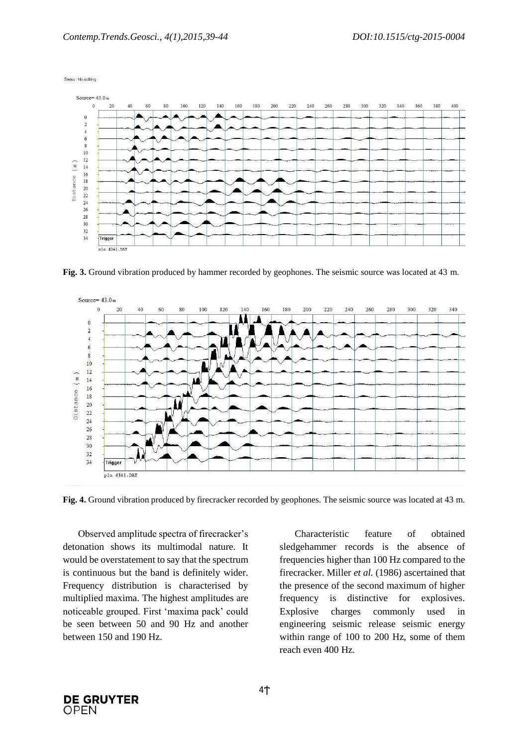**Fig. 3.** Ground vibration produced by hammer recorded by geophones. The seismic source was located at 43 m.

**Fig. 4.** Ground vibration produced by firecracker recorded by geophones. The seismic source was located at 43 m.

Observed amplitude spectra of firecracker's detonation shows its multimodal nature. It would be overstatement to say that the spectrum is continuous but the band is definitely wider. Frequency distribution is characterised by multiplied maxima. The highest amplitudes are noticeable grouped. First 'maxima pack' could be seen between 50 and 90 Hz and another between 150 and 190 Hz.

Characteristic feature of obtained sledgehammer records is the absence of frequencies higher than 100 Hz compared to the firecracker. Miller *et al.* (1986) ascertained that the presence of the second maximum of higher frequency is distinctive for explosives. Explosive charges commonly used in engineering seismic release seismic energy within range of 100 to 200 Hz, some of them reach even 400 Hz.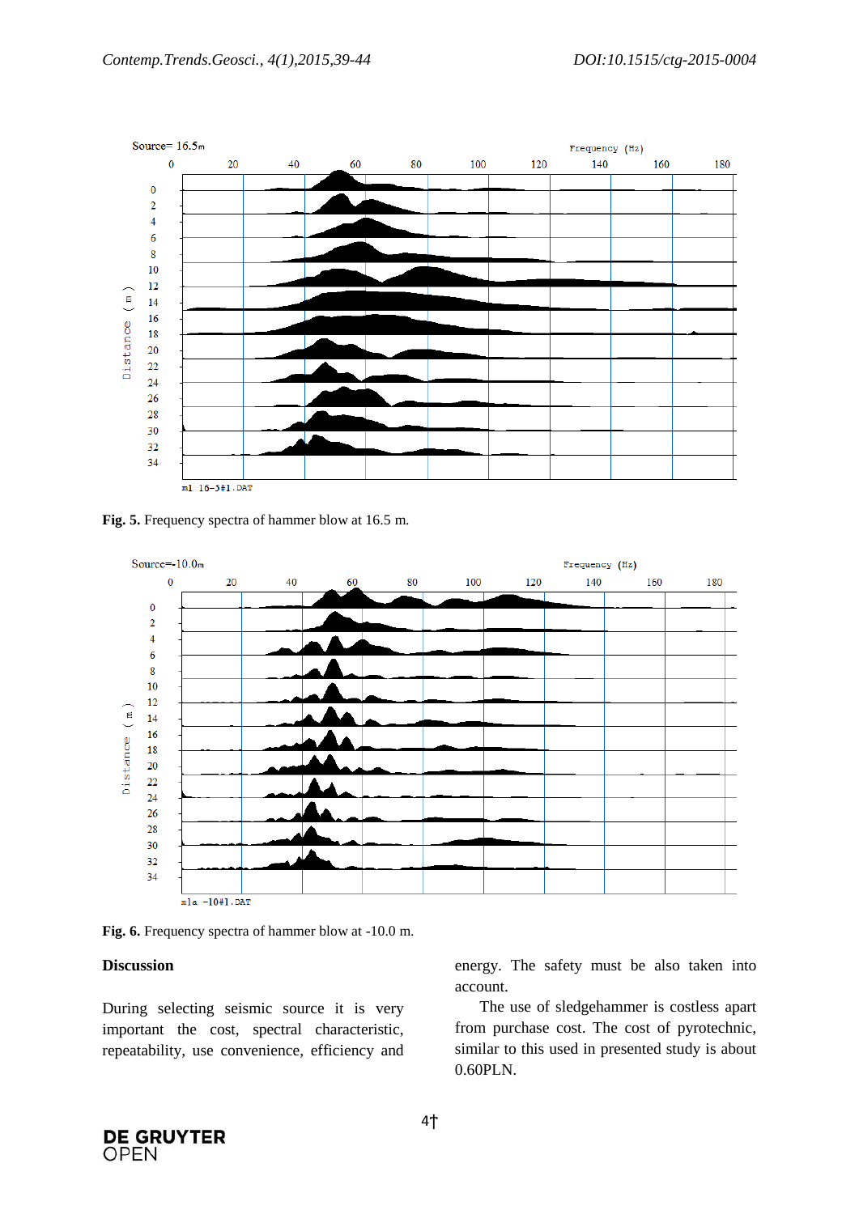Fig. 5. Frequency spectra of hammer blow at 16.5 m.

Fig. 6. Frequency spectra of hammer blow at -10.0 m.

## Discussion

During selecting seismic source it is very important the cost, spectral characteristic, repeatability, use convenience, efficiency and energy. The safety must be also taken into account.

The use of sledgehammer is costless apart from purchase cost. The cost of pyrotechnic, similar to this used in presented study is about 0.60PLN.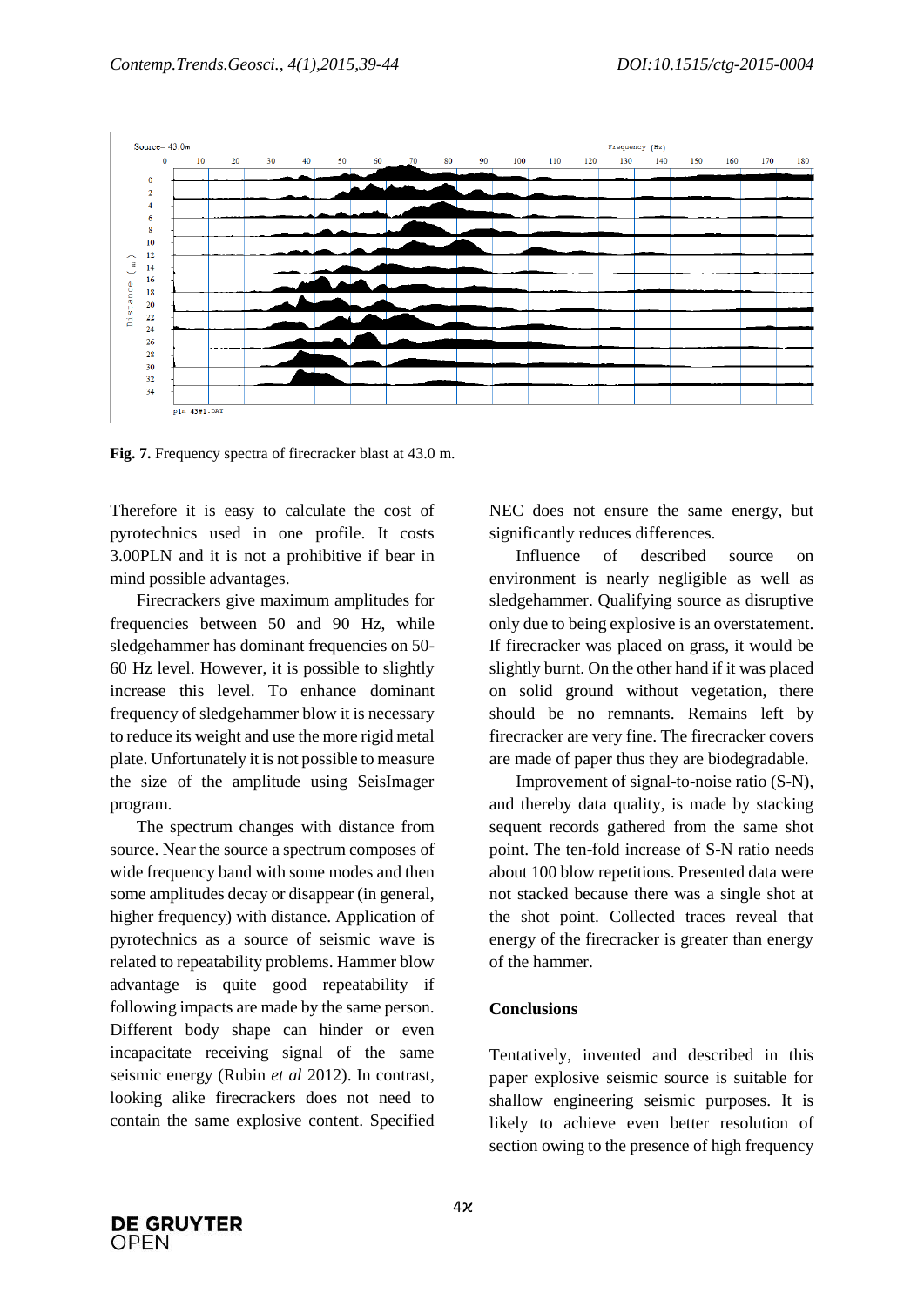**Fig. 7.** Frequency spectra of firecracker blast at 43.0 m.

Therefore it is easy to calculate the cost of pyrotechnics used in one profile. It costs 3.00PLN and it is not a prohibitive if bear in mind possible advantages.

Firecrackers give maximum amplitudes for frequencies between 50 and 90 Hz, while sledgehammer has dominant frequencies on 50-60 Hz level. However, it is possible to slightly increase this level. To enhance dominant frequency of sledgehammer blow it is necessary to reduce its weight and use the more rigid metal plate. Unfortunately it is not possible to measure the size of the amplitude using SeisImager program.

The spectrum changes with distance from source. Near the source a spectrum composes of wide frequency band with some modes and then some amplitudes decay or disappear (in general, higher frequency) with distance. Application of pyrotechnics as a source of seismic wave is related to repeatability problems. Hammer blow advantage is quite good repeatability if following impacts are made by the same person. Different body shape can hinder or even incapacitate receiving signal of the same seismic energy (Rubin *et al* 2012). In contrast, looking alike firecrackers does not need to contain the same explosive content. Specified NEC does not ensure the same energy, but significantly reduces differences.

Influence of described source on environment is nearly negligible as well as sledgehammer. Qualifying source as disruptive only due to being explosive is an overstatement. If firecracker was placed on grass, it would be slightly burnt. On the other hand if it was placed on solid ground without vegetation, there should be no remnants. Remains left by firecracker are very fine. The firecracker covers are made of paper thus they are biodegradable.

Improvement of signal-to-noise ratio (S-N), and thereby data quality, is made by stacking sequent records gathered from the same shot point. The ten-fold increase of S-N ratio needs about 100 blow repetitions. Presented data were not stacked because there was a single shot at the shot point. Collected traces reveal that energy of the firecracker is greater than energy of the hammer.

## Conclusions

Tentatively, invented and described in this paper explosive seismic source is suitable for shallow engineering seismic purposes. It is likely to achieve even better resolution of section owing to the presence of high frequency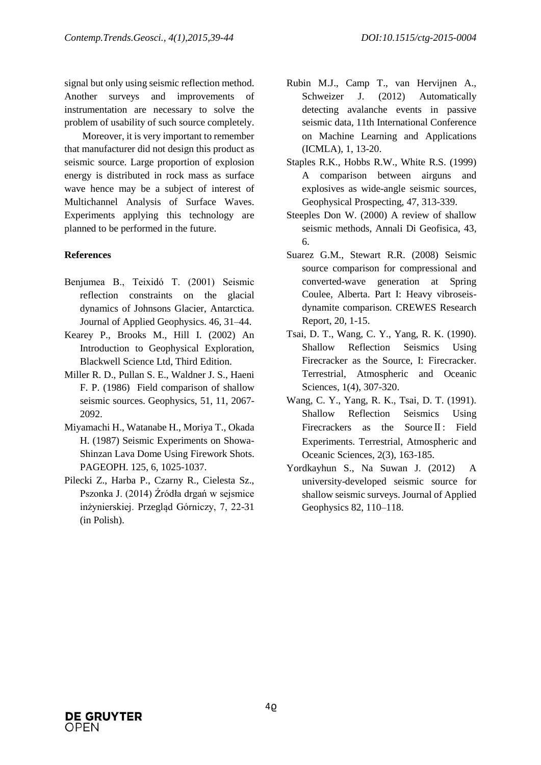signal but only using seismic reflection method. Another surveys and improvements of instrumentation are necessary to solve the problem of usability of such source completely.

Moreover, it is very important to remember that manufacturer did not design this product as seismic source. Large proportion of explosion energy is distributed in rock mass as surface wave hence may be a subject of interest of Multichannel Analysis of Surface Waves. Experiments applying this technology are planned to be performed in the future.

## References

Benjumea B., Teixidó T. (2001) Seismic reflection constraints on the glacial dynamics of Johnsons Glacier, Antarctica. Journal of Applied Geophysics. 46, 31–44.

Kearey P., Brooks M., Hill I. (2002) An Introduction to Geophysical Exploration, Blackwell Science Ltd, Third Edition.

Miller R. D., Pullan S. E., Waldner J. S., Haeni F. P. (1986) Field comparison of shallow seismic sources. Geophysics, 51, 11, 2067-2092.

Miyamachi H., Watanabe H., Moriya T., Okada H. (1987) Seismic Experiments on Showa-Shinzan Lava Dome Using Firework Shots. PAGEOPH. 125, 6, 1025-1037.

Pilecki Z., Harba P., Czarny R., Cielesta Sz., Pszonka J. (2014) Źródła drgań w sejsmice inżynierskiej. Przegląd Górniczy, 7, 22-31 (in Polish).

Rubin M.J., Camp T., van Hervijnen A., Schweizer J. (2012) Automatically detecting avalanche events in passive seismic data, 11th International Conference on Machine Learning and Applications (ICMLA), 1, 13-20.

Staples R.K., Hobbs R.W., White R.S. (1999) A comparison between airguns and explosives as wide-angle seismic sources, Geophysical Prospecting, 47, 313-339.

Steeples Don W. (2000) A review of shallow seismic methods, Annali Di Geofisica, 43, 6.

Suarez G.M., Stewart R.R. (2008) Seismic source comparison for compressional and converted-wave generation at Spring Coulee, Alberta. Part I: Heavy vibroseis-dynamite comparison. CREWES Research Report, 20, 1-15.

Tsai, D. T., Wang, C. Y., Yang, R. K. (1990). Shallow Reflection Seismics Using Firecracker as the Source, I: Firecracker. Terrestrial, Atmospheric and Oceanic Sciences, 1(4), 307-320.

Wang, C. Y., Yang, R. K., Tsai, D. T. (1991). Shallow Reflection Seismics Using Firecrackers as the Source Ⅱ: Field Experiments. Terrestrial, Atmospheric and Oceanic Sciences, 2(3), 163-185.

Yordkayhun S., Na Suwan J. (2012) A university-developed seismic source for shallow seismic surveys. Journal of Applied Geophysics 82, 110–118.